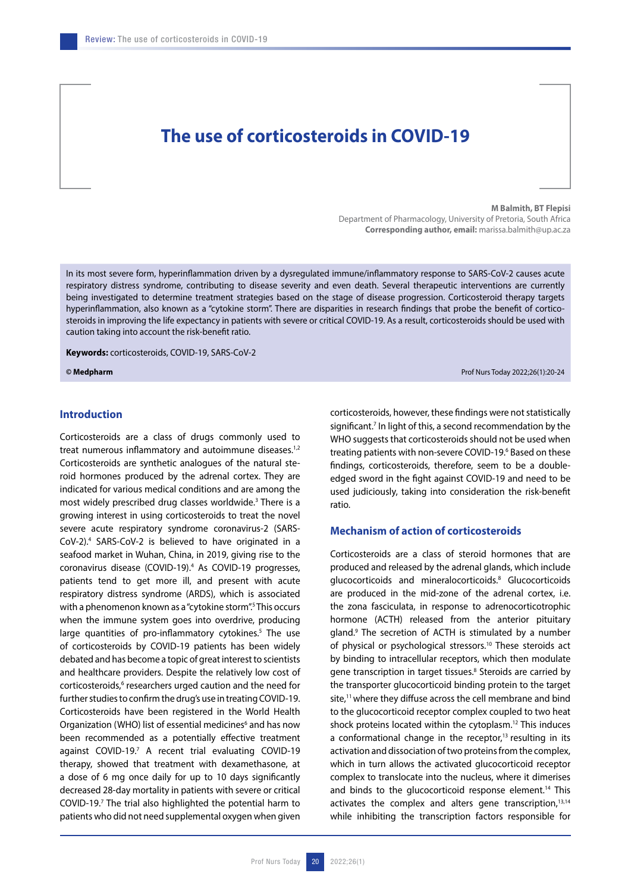# The use of corticosteroids in COVID-19

**M Balmith, BT Flepisi**

Department of Pharmacology, University of Pretoria, South Africa

**Corresponding author, email:** marissa.balmith@up.ac.za

In its most severe form, hyperinflammation driven by a dysregulated immune/inflammatory response to SARS-CoV-2 causes acute respiratory distress syndrome, contributing to disease severity and even death. Several therapeutic interventions are currently being investigated to determine treatment strategies based on the stage of disease progression. Corticosteroid therapy targets hyperinflammation, also known as a "cytokine storm". There are disparities in research findings that probe the benefit of corticosteroids in improving the life expectancy in patients with severe or critical COVID-19. As a result, corticosteroids should be used with caution taking into account the risk-benefit ratio.

**Keywords:** corticosteroids, COVID-19, SARS-CoV-2

**© Medpharm**

## Introduction

Corticosteroids are a class of drugs commonly used to treat numerous inflammatory and autoimmune diseases.[1,2] Corticosteroids are synthetic analogues of the natural steroid hormones produced by the adrenal cortex. They are indicated for various medical conditions and are among the most widely prescribed drug classes worldwide.[3] There is a growing interest in using corticosteroids to treat the novel severe acute respiratory syndrome coronavirus-2 (SARS-CoV-2).[4] SARS-CoV-2 is believed to have originated in a seafood market in Wuhan, China, in 2019, giving rise to the coronavirus disease (COVID-19).[4] As COVID-19 progresses, patients tend to get more ill, and present with acute respiratory distress syndrome (ARDS), which is associated with a phenomenon known as a "cytokine storm".[5] This occurs when the immune system goes into overdrive, producing large quantities of pro-inflammatory cytokines.[5] The use of corticosteroids by COVID-19 patients has been widely debated and has become a topic of great interest to scientists and healthcare providers. Despite the relatively low cost of corticosteroids,[6] researchers urged caution and the need for further studies to confirm the drug's use in treating COVID-19. Corticosteroids have been registered in the World Health Organization (WHO) list of essential medicines[6] and has now been recommended as a potentially effective treatment against COVID-19.[7] A recent trial evaluating COVID-19 therapy, showed that treatment with dexamethasone, at a dose of 6 mg once daily for up to 10 days significantly decreased 28-day mortality in patients with severe or critical COVID-19.[7] The trial also highlighted the potential harm to patients who did not need supplemental oxygen when given corticosteroids, however, these findings were not statistically significant.[7] In light of this, a second recommendation by the WHO suggests that corticosteroids should not be used when treating patients with non-severe COVID-19.[6] Based on these findings, corticosteroids, therefore, seem to be a double-edged sword in the fight against COVID-19 and need to be used judiciously, taking into consideration the risk-benefit ratio.

## Mechanism of action of corticosteroids

Corticosteroids are a class of steroid hormones that are produced and released by the adrenal glands, which include glucocorticoids and mineralocorticoids.[8] Glucocorticoids are produced in the mid-zone of the adrenal cortex, i.e. the zona fasciculata, in response to adrenocorticotrophic hormone (ACTH) released from the anterior pituitary gland.[9] The secretion of ACTH is stimulated by a number of physical or psychological stressors.[10] These steroids act by binding to intracellular receptors, which then modulate gene transcription in target tissues.[8] Steroids are carried by the transporter glucocorticoid binding protein to the target site,[11] where they diffuse across the cell membrane and bind to the glucocorticoid receptor complex coupled to two heat shock proteins located within the cytoplasm.[12] This induces a conformational change in the receptor,[13] resulting in its activation and dissociation of two proteins from the complex, which in turn allows the activated glucocorticoid receptor complex to translocate into the nucleus, where it dimerises and binds to the glucocorticoid response element.[14] This activates the complex and alters gene transcription,[13,14] while inhibiting the transcription factors responsible for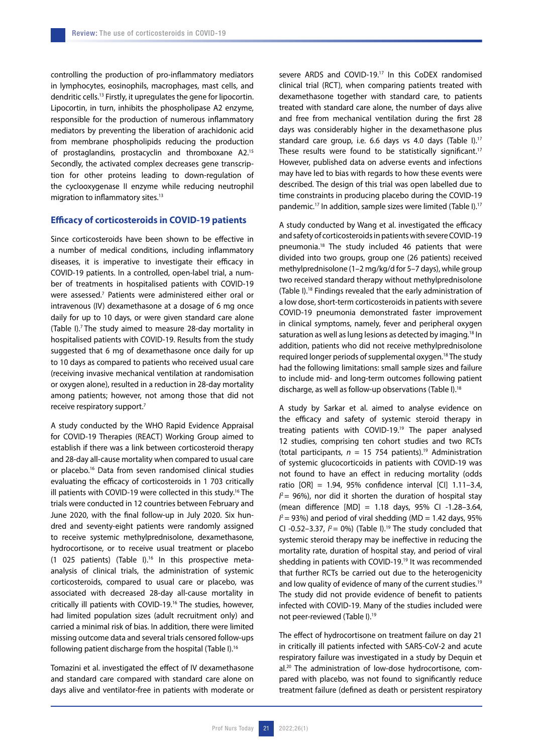controlling the production of pro-inflammatory mediators in lymphocytes, eosinophils, macrophages, mast cells, and dendritic cells.[13] Firstly, it upregulates the gene for lipocortin. Lipocortin, in turn, inhibits the phospholipase A2 enzyme, responsible for the production of numerous inflammatory mediators by preventing the liberation of arachidonic acid from membrane phospholipids reducing the production of prostaglandins, prostacyclin and thromboxane A2.[15] Secondly, the activated complex decreases gene transcription for other proteins leading to down-regulation of the cyclooxygenase II enzyme while reducing neutrophil migration to inflammatory sites.[13]

## Efficacy of corticosteroids in COVID-19 patients

Since corticosteroids have been shown to be effective in a number of medical conditions, including inflammatory diseases, it is imperative to investigate their efficacy in COVID-19 patients. In a controlled, open-label trial, a number of treatments in hospitalised patients with COVID-19 were assessed.[7] Patients were administered either oral or intravenous (IV) dexamethasone at a dosage of 6 mg once daily for up to 10 days, or were given standard care alone (Table I).[7] The study aimed to measure 28-day mortality in hospitalised patients with COVID-19. Results from the study suggested that 6 mg of dexamethasone once daily for up to 10 days as compared to patients who received usual care (receiving invasive mechanical ventilation at randomisation or oxygen alone), resulted in a reduction in 28-day mortality among patients; however, not among those that did not receive respiratory support.[7]

A study conducted by the WHO Rapid Evidence Appraisal for COVID-19 Therapies (REACT) Working Group aimed to establish if there was a link between corticosteroid therapy and 28-day all-cause mortality when compared to usual care or placebo.[16] Data from seven randomised clinical studies evaluating the efficacy of corticosteroids in 1 703 critically ill patients with COVID-19 were collected in this study.[16] The trials were conducted in 12 countries between February and June 2020, with the final follow-up in July 2020. Six hundred and seventy-eight patients were randomly assigned to receive systemic methylprednisolone, dexamethasone, hydrocortisone, or to receive usual treatment or placebo (1 025 patients) (Table I).[16] In this prospective meta-analysis of clinical trials, the administration of systemic corticosteroids, compared to usual care or placebo, was associated with decreased 28-day all-cause mortality in critically ill patients with COVID-19.[16] The studies, however, had limited population sizes (adult recruitment only) and carried a minimal risk of bias. In addition, there were limited missing outcome data and several trials censored follow-ups following patient discharge from the hospital (Table I).[16]

Tomazini et al. investigated the effect of IV dexamethasone and standard care compared with standard care alone on days alive and ventilator-free in patients with moderate or severe ARDS and COVID-19.[17] In this CoDEX randomised clinical trial (RCT), when comparing patients treated with dexamethasone together with standard care, to patients treated with standard care alone, the number of days alive and free from mechanical ventilation during the first 28 days was considerably higher in the dexamethasone plus standard care group, i.e. 6.6 days vs 4.0 days (Table I).[17] These results were found to be statistically significant.[17] However, published data on adverse events and infections may have led to bias with regards to how these events were described. The design of this trial was open labelled due to time constraints in producing placebo during the COVID-19 pandemic.[17] In addition, sample sizes were limited (Table I).[17]

A study conducted by Wang et al. investigated the efficacy and safety of corticosteroids in patients with severe COVID-19 pneumonia.[18] The study included 46 patients that were divided into two groups, group one (26 patients) received methylprednisolone (1–2 mg/kg/d for 5–7 days), while group two received standard therapy without methylprednisolone (Table I).[18] Findings revealed that the early administration of a low dose, short-term corticosteroids in patients with severe COVID-19 pneumonia demonstrated faster improvement in clinical symptoms, namely, fever and peripheral oxygen saturation as well as lung lesions as detected by imaging.[18] In addition, patients who did not receive methylprednisolone required longer periods of supplemental oxygen.[18] The study had the following limitations: small sample sizes and failure to include mid- and long-term outcomes following patient discharge, as well as follow-up observations (Table I).[18]

A study by Sarkar et al. aimed to analyse evidence on the efficacy and safety of systemic steroid therapy in treating patients with COVID-19.[19] The paper analysed 12 studies, comprising ten cohort studies and two RCTs (total participants, $n$ = 15 754 patients).[19] Administration of systemic glucocorticoids in patients with COVID-19 was not found to have an effect in reducing mortality (odds ratio [OR] = 1.94, 95% confidence interval [CI] 1.11–3.4, $I^2$ = 96%), nor did it shorten the duration of hospital stay (mean difference [MD] = 1.18 days, 95% CI -1.28–3.64, $I^2$ = 93%) and period of viral shedding (MD = 1.42 days, 95% CI -0.52–3.37, $I^2$ = 0%) (Table I).[19] The study concluded that systemic steroid therapy may be ineffective in reducing the mortality rate, duration of hospital stay, and period of viral shedding in patients with COVID-19.[19] It was recommended that further RCTs be carried out due to the heterogenicity and low quality of evidence of many of the current studies.[19] The study did not provide evidence of benefit to patients infected with COVID-19. Many of the studies included were not peer-reviewed (Table I).[19]

The effect of hydrocortisone on treatment failure on day 21 in critically ill patients infected with SARS-CoV-2 and acute respiratory failure was investigated in a study by Dequin et al.[20] The administration of low-dose hydrocortisone, compared with placebo, was not found to significantly reduce treatment failure (defined as death or persistent respiratory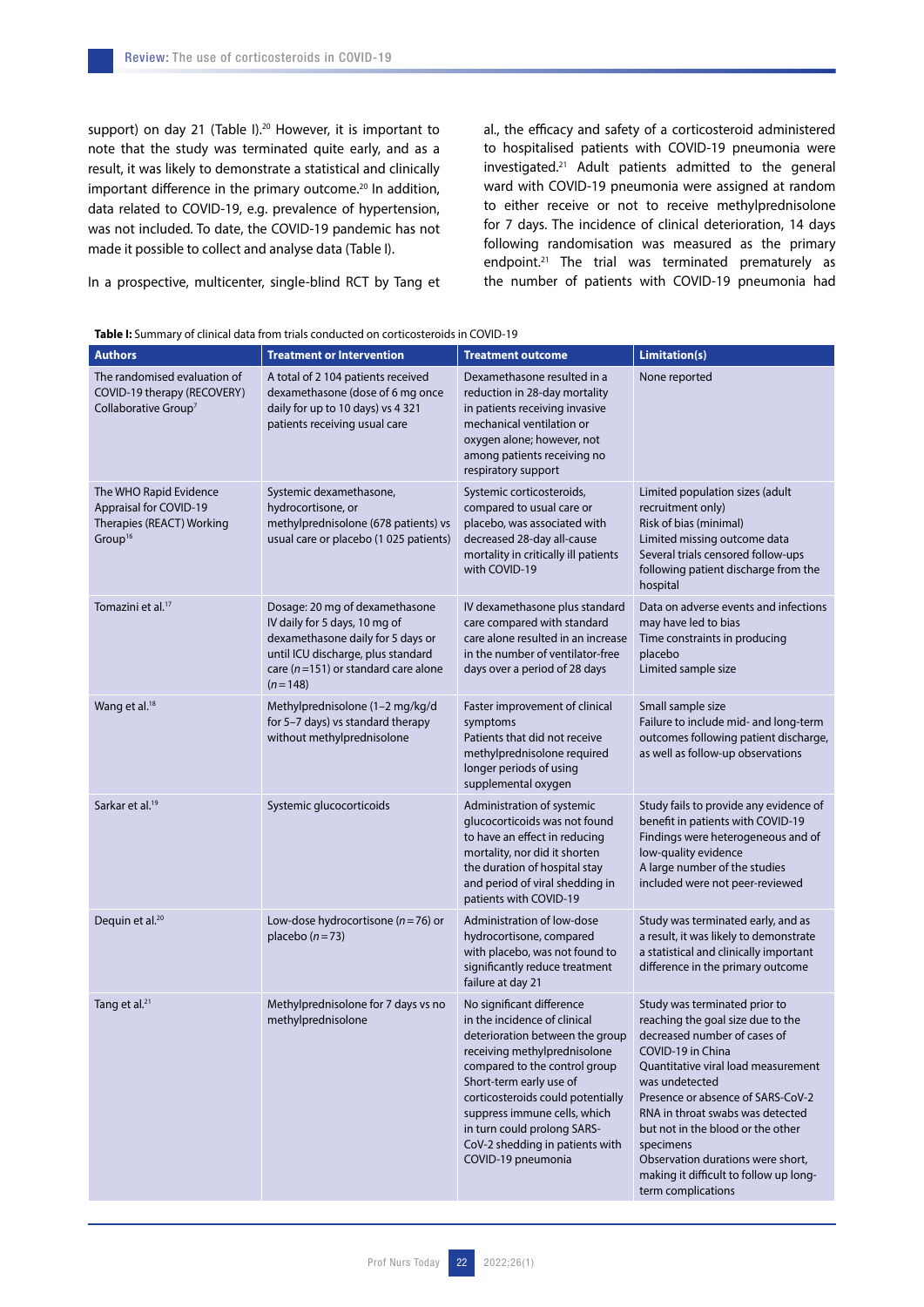support) on day 21 (Table I).[20] However, it is important to note that the study was terminated quite early, and as a result, it was likely to demonstrate a statistical and clinically important difference in the primary outcome.[20] In addition, data related to COVID-19, e.g. prevalence of hypertension, was not included. To date, the COVID-19 pandemic has not made it possible to collect and analyse data (Table I).

In a prospective, multicenter, single-blind RCT by Tang et al., the efficacy and safety of a corticosteroid administered to hospitalised patients with COVID-19 pneumonia were investigated.[21] Adult patients admitted to the general ward with COVID-19 pneumonia were assigned at random to either receive or not to receive methylprednisolone for 7 days. The incidence of clinical deterioration, 14 days following randomisation was measured as the primary endpoint.[21] The trial was terminated prematurely as the number of patients with COVID-19 pneumonia had

**Table I:** Summary of clinical data from trials conducted on corticosteroids in COVID-19

| Authors | Treatment or Intervention | Treatment outcome | Limitation(s) |
|---|---|---|---|
| The randomised evaluation of COVID-19 therapy (RECOVERY) Collaborative Group[7] | A total of 2 104 patients received dexamethasone (dose of 6 mg once daily for up to 10 days) vs 4 321 patients receiving usual care | Dexamethasone resulted in a reduction in 28-day mortality in patients receiving invasive mechanical ventilation or oxygen alone; however, not among patients receiving no respiratory support | None reported |
| The WHO Rapid Evidence Appraisal for COVID-19 Therapies (REACT) Working Group[16] | Systemic dexamethasone, hydrocortisone, or methylprednisolone (678 patients) vs usual care or placebo (1 025 patients) | Systemic corticosteroids, compared to usual care or placebo, was associated with decreased 28-day all-cause mortality in critically ill patients with COVID-19 | Limited population sizes (adult recruitment only)<br>Risk of bias (minimal)<br>Limited missing outcome data<br>Several trials censored follow-ups following patient discharge from the hospital |
| Tomazini et al.[17] | Dosage: 20 mg of dexamethasone IV daily for 5 days, 10 mg of dexamethasone daily for 5 days or until ICU discharge, plus standard care ($n = 151$) or standard care alone ($n = 148$) | IV dexamethasone plus standard care compared with standard care alone resulted in an increase in the number of ventilator-free days over a period of 28 days | Data on adverse events and infections may have led to bias<br>Time constraints in producing placebo<br>Limited sample size |
| Wang et al.[18] | Methylprednisolone (1–2 mg/kg/d for 5–7 days) vs standard therapy without methylprednisolone | Faster improvement of clinical symptoms<br>Patients that did not receive methylprednisolone required longer periods of using supplemental oxygen | Small sample size<br>Failure to include mid- and long-term outcomes following patient discharge, as well as follow-up observations |
| Sarkar et al.[19] | Systemic glucocorticoids | Administration of systemic glucocorticoids was not found to have an effect in reducing mortality, nor did it shorten the duration of hospital stay and period of viral shedding in patients with COVID-19 | Study fails to provide any evidence of benefit in patients with COVID-19<br>Findings were heterogeneous and of low-quality evidence<br>A large number of the studies included were not peer-reviewed |
| Dequin et al.[20] | Low-dose hydrocortisone ($n = 76$) or placebo ($n = 73$) | Administration of low-dose hydrocortisone, compared with placebo, was not found to significantly reduce treatment failure at day 21 | Study was terminated early, and as a result, it was likely to demonstrate a statistical and clinically important difference in the primary outcome |
| Tang et al.[21] | Methylprednisolone for 7 days vs no methylprednisolone | No significant difference in the incidence of clinical deterioration between the group receiving methylprednisolone compared to the control group<br>Short-term early use of corticosteroids could potentially suppress immune cells, which in turn could prolong SARS-CoV-2 shedding in patients with COVID-19 pneumonia | Study was terminated prior to reaching the goal size due to the decreased number of cases of COVID-19 in China<br>Quantitative viral load measurement was undetected<br>Presence or absence of SARS-CoV-2 RNA in throat swabs was detected but not in the blood or the other specimens<br>Observation durations were short, making it difficult to follow up long-term complications |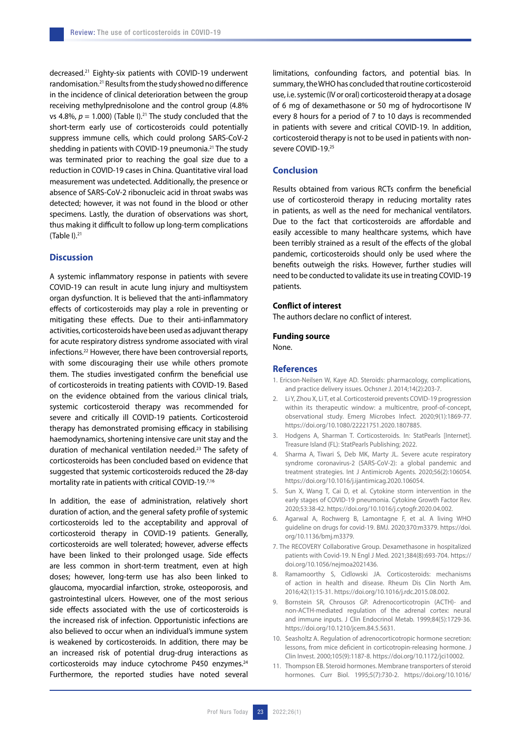decreased.[21] Eighty-six patients with COVID-19 underwent randomisation.[21] Results from the study showed no difference in the incidence of clinical deterioration between the group receiving methylprednisolone and the control group (4.8% vs 4.8%, $p$ = 1.000) (Table I).[21] The study concluded that the short-term early use of corticosteroids could potentially suppress immune cells, which could prolong SARS-CoV-2 shedding in patients with COVID-19 pneumonia.[21] The study was terminated prior to reaching the goal size due to a reduction in COVID-19 cases in China. Quantitative viral load measurement was undetected. Additionally, the presence or absence of SARS-CoV-2 ribonucleic acid in throat swabs was detected; however, it was not found in the blood or other specimens. Lastly, the duration of observations was short, thus making it difficult to follow up long-term complications (Table I).[21]

## Discussion

A systemic inflammatory response in patients with severe COVID-19 can result in acute lung injury and multisystem organ dysfunction. It is believed that the anti-inflammatory effects of corticosteroids may play a role in preventing or mitigating these effects. Due to their anti-inflammatory activities, corticosteroids have been used as adjuvant therapy for acute respiratory distress syndrome associated with viral infections.[22] However, there have been controversial reports, with some discouraging their use while others promote them. The studies investigated confirm the beneficial use of corticosteroids in treating patients with COVID-19. Based on the evidence obtained from the various clinical trials, systemic corticosteroid therapy was recommended for severe and critically ill COVID-19 patients. Corticosteroid therapy has demonstrated promising efficacy in stabilising haemodynamics, shortening intensive care unit stay and the duration of mechanical ventilation needed.[23] The safety of corticosteroids has been concluded based on evidence that suggested that systemic corticosteroids reduced the 28-day mortality rate in patients with critical COVID-19.[7,16]

In addition, the ease of administration, relatively short duration of action, and the general safety profile of systemic corticosteroids led to the acceptability and approval of corticosteroid therapy in COVID-19 patients. Generally, corticosteroids are well tolerated; however, adverse effects have been linked to their prolonged usage. Side effects are less common in short-term treatment, even at high doses; however, long-term use has also been linked to glaucoma, myocardial infarction, stroke, osteoporosis, and gastrointestinal ulcers. However, one of the most serious side effects associated with the use of corticosteroids is the increased risk of infection. Opportunistic infections are also believed to occur when an individual's immune system is weakened by corticosteroids. In addition, there may be an increased risk of potential drug-drug interactions as corticosteroids may induce cytochrome P450 enzymes.[24] Furthermore, the reported studies have noted several limitations, confounding factors, and potential bias. In summary, the WHO has concluded that routine corticosteroid use, i.e. systemic (IV or oral) corticosteroid therapy at a dosage of 6 mg of dexamethasone or 50 mg of hydrocortisone IV every 8 hours for a period of 7 to 10 days is recommended in patients with severe and critical COVID-19. In addition, corticosteroid therapy is not to be used in patients with non-severe COVID-19.[25]

## Conclusion

Results obtained from various RCTs confirm the beneficial use of corticosteroid therapy in reducing mortality rates in patients, as well as the need for mechanical ventilators. Due to the fact that corticosteroids are affordable and easily accessible to many healthcare systems, which have been terribly strained as a result of the effects of the global pandemic, corticosteroids should only be used where the benefits outweigh the risks. However, further studies will need to be conducted to validate its use in treating COVID-19 patients.

### Conflict of interest

The authors declare no conflict of interest.

### Funding source

None.

## References

1. Ericson-Neilsen W, Kaye AD. Steroids: pharmacology, complications, and practice delivery issues. Ochsner J. 2014;14(2):203-7.
2. Li Y, Zhou X, Li T, et al. Corticosteroid prevents COVID-19 progression within its therapeutic window: a multicentre, proof-of-concept, observational study. Emerg Microbes Infect. 2020;9(1):1869-77. https://doi.org/10.1080/22221751.2020.1807885.
3. Hodgens A, Sharman T. Corticosteroids. In: StatPearls [Internet]. Treasure Island (FL): StatPearls Publishing; 2022.
4. Sharma A, Tiwari S, Deb MK, Marty JL. Severe acute respiratory syndrome coronavirus-2 (SARS-CoV-2): a global pandemic and treatment strategies. Int J Antimicrob Agents. 2020;56(2):106054. https://doi.org/10.1016/j.ijantimicag.2020.106054.
5. Sun X, Wang T, Cai D, et al. Cytokine storm intervention in the early stages of COVID-19 pneumonia. Cytokine Growth Factor Rev. 2020;53:38-42. https://doi.org/10.1016/j.cytogfr.2020.04.002.
6. Agarwal A, Rochwerg B, Lamontagne F, et al. A living WHO guideline on drugs for covid-19. BMJ. 2020;370:m3379. https://doi.org/10.1136/bmj.m3379.
7. The RECOVERY Collaborative Group. Dexamethasone in hospitalized patients with Covid-19. N Engl J Med. 2021;384(8):693-704. https://doi.org/10.1056/nejmoa2021436.
8. Ramamoorthy S, Cidlowski JA. Corticosteroids: mechanisms of action in health and disease. Rheum Dis Clin North Am. 2016;42(1):15-31. https://doi.org/10.1016/j.rdc.2015.08.002.
9. Bornstein SR, Chrousos GP. Adrenocorticotropin (ACTH)- and non-ACTH-mediated regulation of the adrenal cortex: neural and immune inputs. J Clin Endocrinol Metab. 1999;84(5):1729-36. https://doi.org/10.1210/jcem.84.5.5631.
10. Seasholtz A. Regulation of adrenocorticotropic hormone secretion: lessons, from mice deficient in corticotropin-releasing hormone. J Clin Invest. 2000;105(9):1187-8. https://doi.org/10.1172/jci10002.
11. Thompson EB. Steroid hormones. Membrane transporters of steroid hormones. Curr Biol. 1995;5(7):730-2. https://doi.org/10.1016/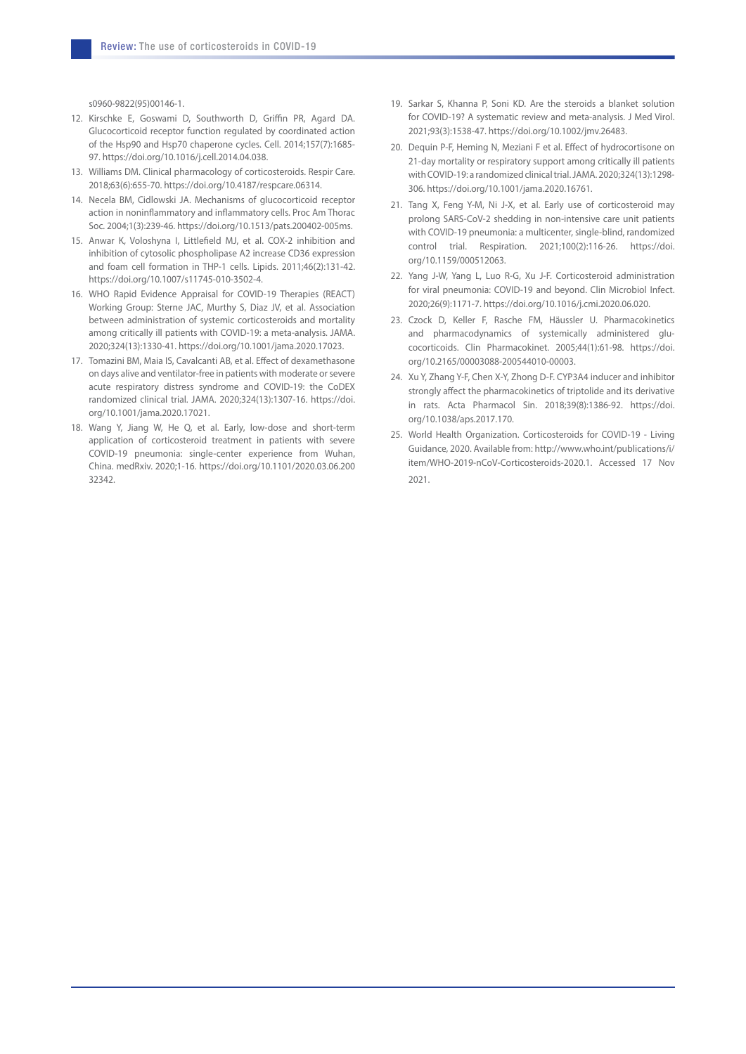s0960-9822(95)00146-1.

12. Kirschke E, Goswami D, Southworth D, Griffin PR, Agard DA. Glucocorticoid receptor function regulated by coordinated action of the Hsp90 and Hsp70 chaperone cycles. Cell. 2014;157(7):1685-97. https://doi.org/10.1016/j.cell.2014.04.038.
13. Williams DM. Clinical pharmacology of corticosteroids. Respir Care. 2018;63(6):655-70. https://doi.org/10.4187/respcare.06314.
14. Necela BM, Cidlowski JA. Mechanisms of glucocorticoid receptor action in noninflammatory and inflammatory cells. Proc Am Thorac Soc. 2004;1(3):239-46. https://doi.org/10.1513/pats.200402-005ms.
15. Anwar K, Voloshyna I, Littlefield MJ, et al. COX-2 inhibition and inhibition of cytosolic phospholipase A2 increase CD36 expression and foam cell formation in THP-1 cells. Lipids. 2011;46(2):131-42. https://doi.org/10.1007/s11745-010-3502-4.
16. WHO Rapid Evidence Appraisal for COVID-19 Therapies (REACT) Working Group: Sterne JAC, Murthy S, Diaz JV, et al. Association between administration of systemic corticosteroids and mortality among critically ill patients with COVID-19: a meta-analysis. JAMA. 2020;324(13):1330-41. https://doi.org/10.1001/jama.2020.17023.
17. Tomazini BM, Maia IS, Cavalcanti AB, et al. Effect of dexamethasone on days alive and ventilator-free in patients with moderate or severe acute respiratory distress syndrome and COVID-19: the CoDEX randomized clinical trial. JAMA. 2020;324(13):1307-16. https://doi.org/10.1001/jama.2020.17021.
18. Wang Y, Jiang W, He Q, et al. Early, low-dose and short-term application of corticosteroid treatment in patients with severe COVID-19 pneumonia: single-center experience from Wuhan, China. medRxiv. 2020;1-16. https://doi.org/10.1101/2020.03.06.20032342.
19. Sarkar S, Khanna P, Soni KD. Are the steroids a blanket solution for COVID-19? A systematic review and meta-analysis. J Med Virol. 2021;93(3):1538-47. https://doi.org/10.1002/jmv.26483.
20. Dequin P-F, Heming N, Meziani F et al. Effect of hydrocortisone on 21-day mortality or respiratory support among critically ill patients with COVID-19: a randomized clinical trial. JAMA. 2020;324(13):1298-306. https://doi.org/10.1001/jama.2020.16761.
21. Tang X, Feng Y-M, Ni J-X, et al. Early use of corticosteroid may prolong SARS-CoV-2 shedding in non-intensive care unit patients with COVID-19 pneumonia: a multicenter, single-blind, randomized control trial. Respiration. 2021;100(2):116-26. https://doi.org/10.1159/000512063.
22. Yang J-W, Yang L, Luo R-G, Xu J-F. Corticosteroid administration for viral pneumonia: COVID-19 and beyond. Clin Microbiol Infect. 2020;26(9):1171-7. https://doi.org/10.1016/j.cmi.2020.06.020.
23. Czock D, Keller F, Rasche FM, Häussler U. Pharmacokinetics and pharmacodynamics of systemically administered glucocorticoids. Clin Pharmacokinet. 2005;44(1):61-98. https://doi.org/10.2165/00003088-200544010-00003.
24. Xu Y, Zhang Y-F, Chen X-Y, Zhong D-F. CYP3A4 inducer and inhibitor strongly affect the pharmacokinetics of triptolide and its derivative in rats. Acta Pharmacol Sin. 2018;39(8):1386-92. https://doi.org/10.1038/aps.2017.170.
25. World Health Organization. Corticosteroids for COVID-19 - Living Guidance, 2020. Available from: http://www.who.int/publications/i/item/WHO-2019-nCoV-Corticosteroids-2020.1. Accessed 17 Nov 2021.